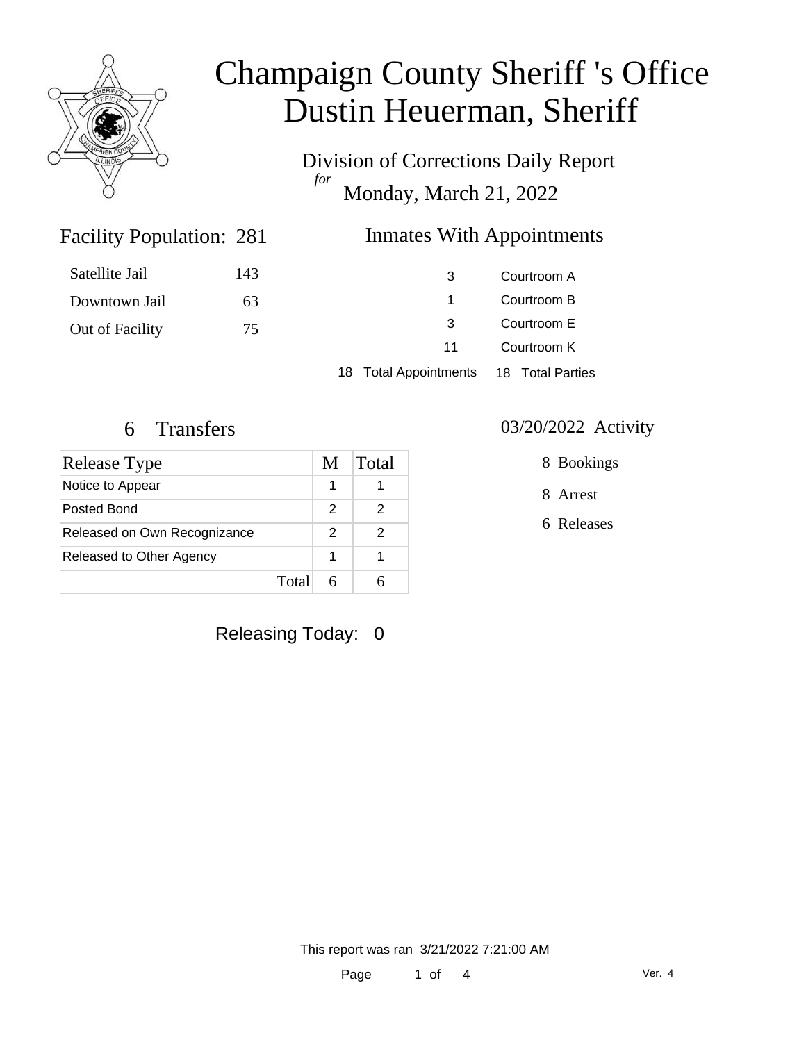# Champaign County Sheriff 's Office
# Dustin Heuerman, Sheriff

## Division of Corrections Daily Report

*for*

Monday, March 21, 2022

## Facility Population: 281

| | |
|---|---|
| Satellite Jail | 143 |
| Downtown Jail | 63 |
| Out of Facility | 75 |

## Inmates With Appointments

| | |
|---|---|
| 3 | Courtroom A |
| 1 | Courtroom B |
| 3 | Courtroom E |
| 11 | Courtroom K |

18 Total Appointments 18 Total Parties

## 6 Transfers

| Release Type | M | Total |
|---|---|---|
| Notice to Appear | 1 | 1 |
| Posted Bond | 2 | 2 |
| Released on Own Recognizance | 2 | 2 |
| Released to Other Agency | 1 | 1 |
| Total | 6 | 6 |

## 03/20/2022 Activity

8 Bookings

8 Arrest

6 Releases

Releasing Today: 0

This report was ran 3/21/2022 7:21:00 AM

Ver. 4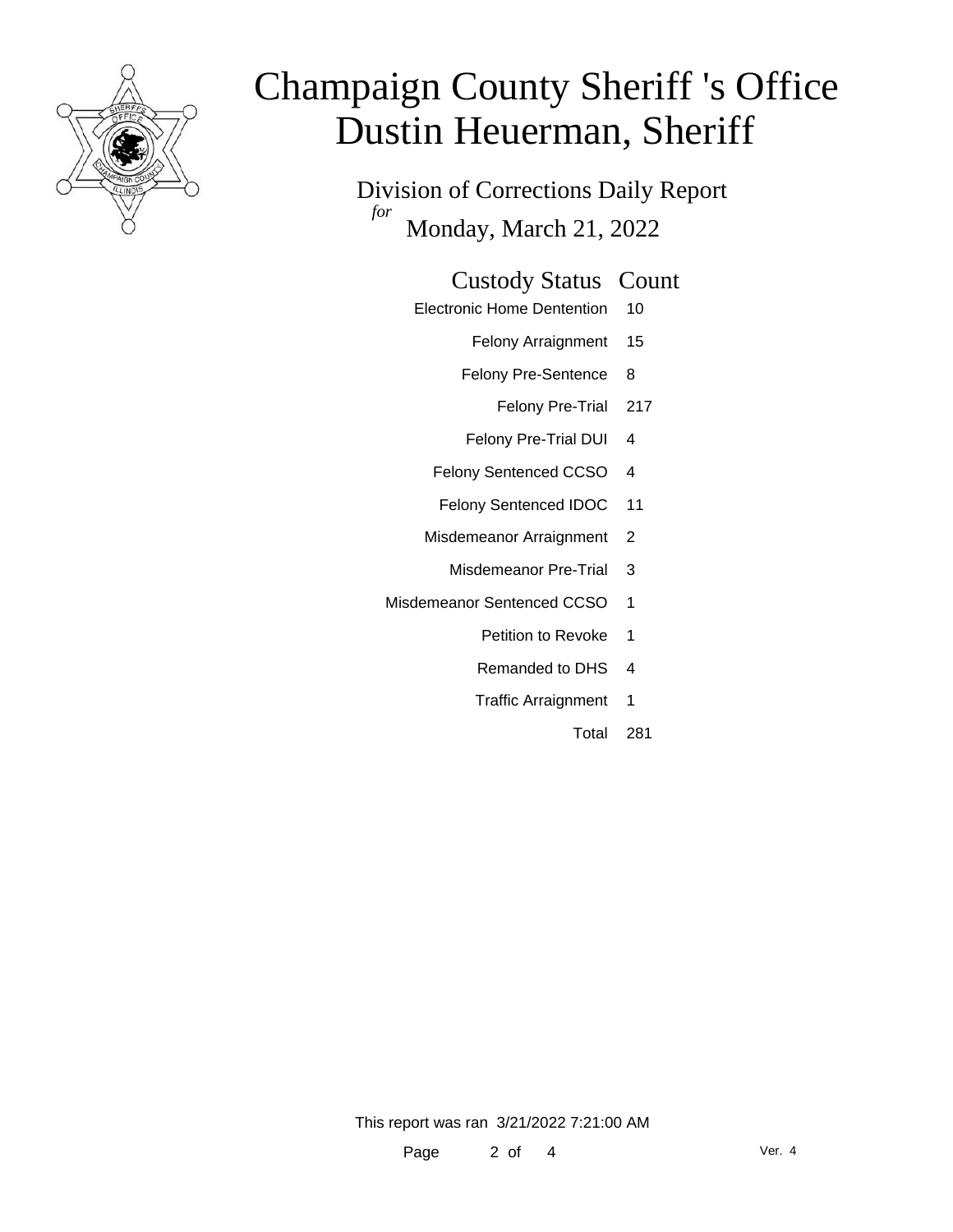# Champaign County Sheriff 's Office
# Dustin Heuerman, Sheriff

## Division of Corrections Daily Report

*for* Monday, March 21, 2022

| Custody Status | Count |
|---|---|
| Electronic Home Dentention | 10 |
| Felony Arraignment | 15 |
| Felony Pre-Sentence | 8 |
| Felony Pre-Trial | 217 |
| Felony Pre-Trial DUI | 4 |
| Felony Sentenced CCSO | 4 |
| Felony Sentenced IDOC | 11 |
| Misdemeanor Arraignment | 2 |
| Misdemeanor Pre-Trial | 3 |
| Misdemeanor Sentenced CCSO | 1 |
| Petition to Revoke | 1 |
| Remanded to DHS | 4 |
| Traffic Arraignment | 1 |
| Total | 281 |

This report was ran 3/21/2022 7:21:00 AM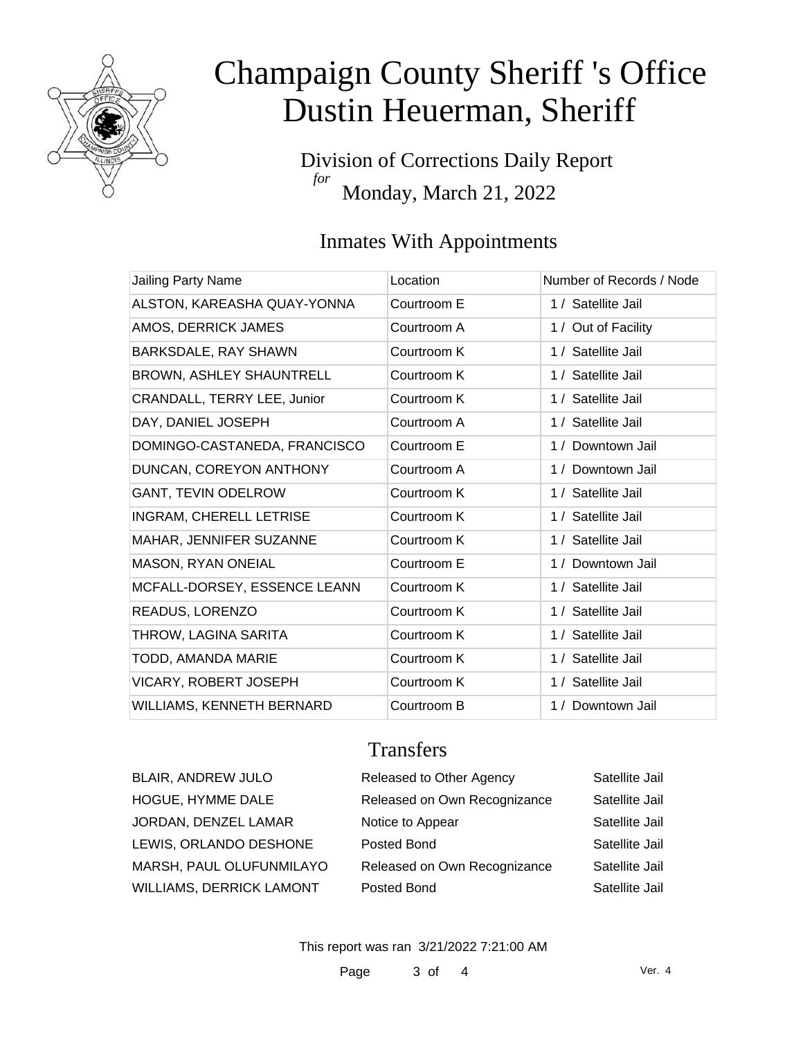# Champaign County Sheriff 's Office
# Dustin Heuerman, Sheriff

Division of Corrections Daily Report
*for*
Monday, March 21, 2022

## Inmates With Appointments

| Jailing Party Name | Location | Number of Records / Node |
|---|---|---|
| ALSTON, KAREASHA QUAY-YONNA | Courtroom E | 1 / Satellite Jail |
| AMOS, DERRICK JAMES | Courtroom A | 1 / Out of Facility |
| BARKSDALE, RAY SHAWN | Courtroom K | 1 / Satellite Jail |
| BROWN, ASHLEY SHAUNTRELL | Courtroom K | 1 / Satellite Jail |
| CRANDALL, TERRY LEE, Junior | Courtroom K | 1 / Satellite Jail |
| DAY, DANIEL JOSEPH | Courtroom A | 1 / Satellite Jail |
| DOMINGO-CASTANEDA, FRANCISCO | Courtroom E | 1 / Downtown Jail |
| DUNCAN, COREYON ANTHONY | Courtroom A | 1 / Downtown Jail |
| GANT, TEVIN ODELROW | Courtroom K | 1 / Satellite Jail |
| INGRAM, CHERELL LETRISE | Courtroom K | 1 / Satellite Jail |
| MAHAR, JENNIFER SUZANNE | Courtroom K | 1 / Satellite Jail |
| MASON, RYAN ONEIAL | Courtroom E | 1 / Downtown Jail |
| MCFALL-DORSEY, ESSENCE LEANN | Courtroom K | 1 / Satellite Jail |
| READUS, LORENZO | Courtroom K | 1 / Satellite Jail |
| THROW, LAGINA SARITA | Courtroom K | 1 / Satellite Jail |
| TODD, AMANDA MARIE | Courtroom K | 1 / Satellite Jail |
| VICARY, ROBERT JOSEPH | Courtroom K | 1 / Satellite Jail |
| WILLIAMS, KENNETH BERNARD | Courtroom B | 1 / Downtown Jail |

## Transfers

| | | |
|---|---|---|
| BLAIR, ANDREW JULO | Released to Other Agency | Satellite Jail |
| HOGUE, HYMME DALE | Released on Own Recognizance | Satellite Jail |
| JORDAN, DENZEL LAMAR | Notice to Appear | Satellite Jail |
| LEWIS, ORLANDO DESHONE | Posted Bond | Satellite Jail |
| MARSH, PAUL OLUFUNMILAYO | Released on Own Recognizance | Satellite Jail |
| WILLIAMS, DERRICK LAMONT | Posted Bond | Satellite Jail |

This report was ran 3/21/2022 7:21:00 AM

Ver. 4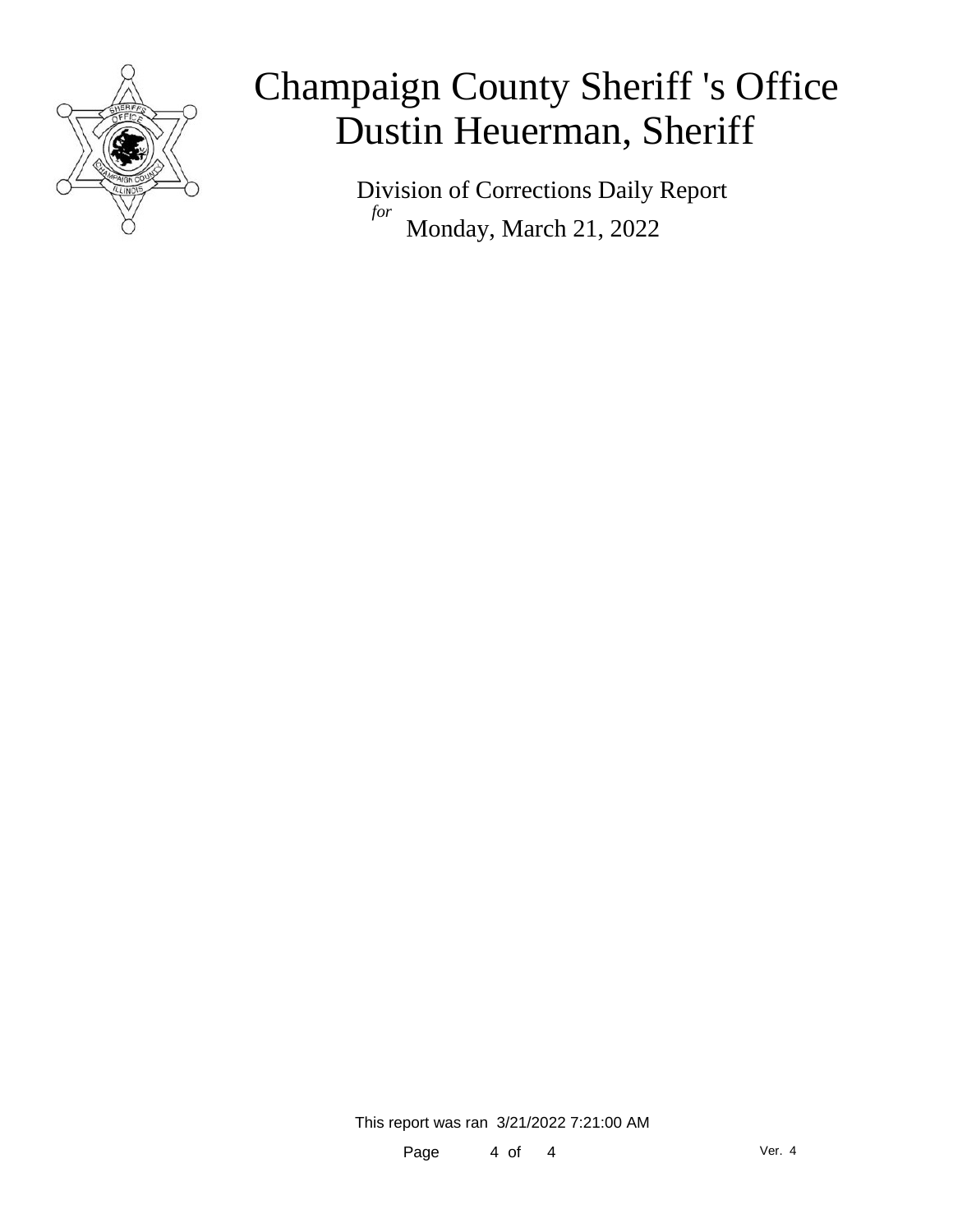# Champaign County Sheriff 's Office
# Dustin Heuerman, Sheriff

Division of Corrections Daily Report

*for* Monday, March 21, 2022

This report was ran 3/21/2022 7:21:00 AM

Ver. 4